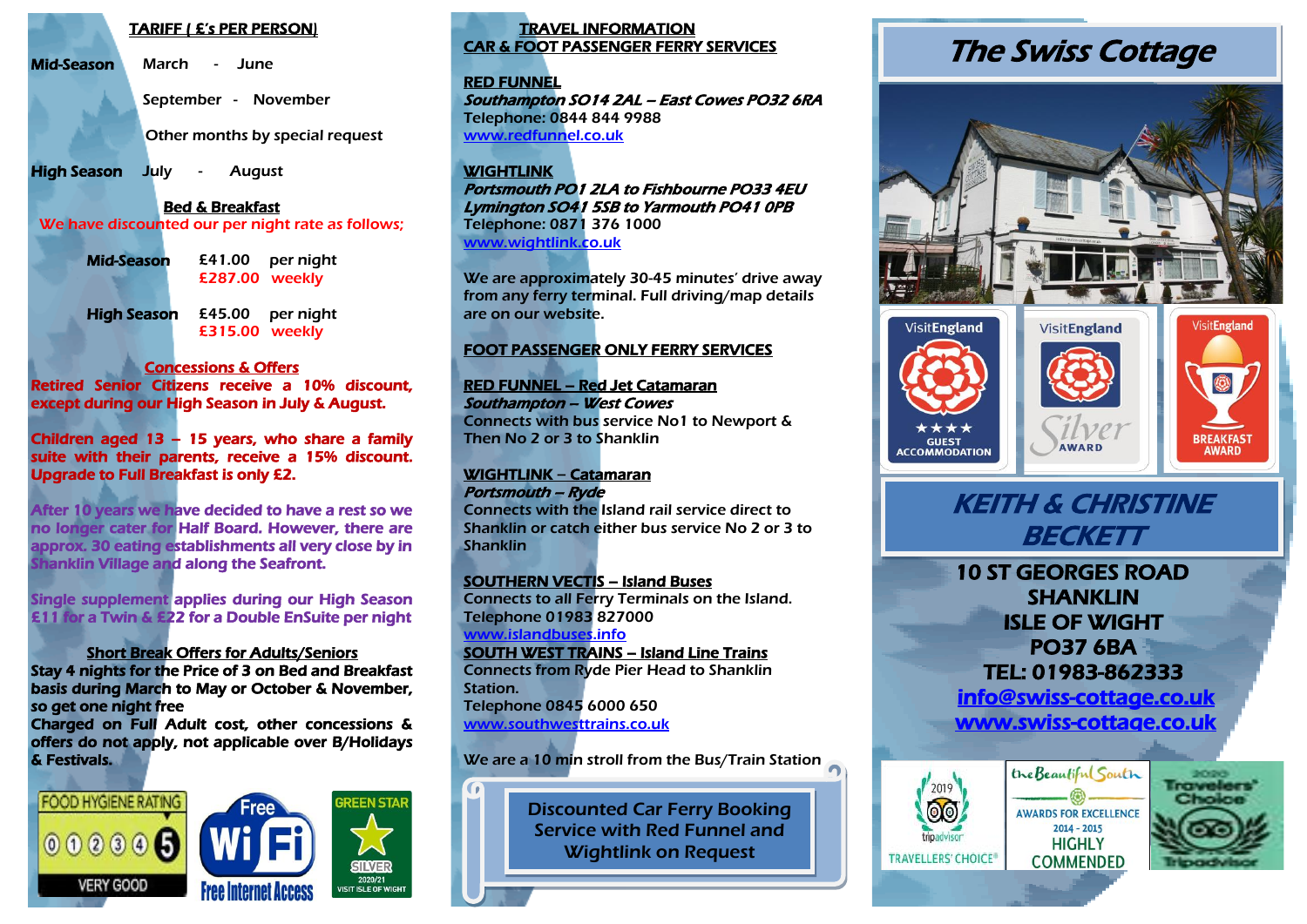## TARIFF ( £'s PER PERSON)

**Mid-Season** March - June

September - November

Other months by special request

**High Season** July - August

### Bed & Breakfast

We have discounted our per night rate as follows;

| | | |
|---|---|---|
| **Mid-Season** | £41.00 | per night |
| | £287.00 | weekly |
| **High Season** | £45.00 | per night |
| | £315.00 | weekly |

### Concessions & Offers

**Retired Senior Citizens receive a 10% discount, except during our High Season in July & August.**

**Children aged 13 – 15 years, who share a family suite with their parents, receive a 15% discount. Upgrade to Full Breakfast is only £2.**

**After 10 years we have decided to have a rest so we no longer cater for Half Board. However, there are approx. 30 eating establishments all very close by in Shanklin Village and along the Seafront.**

**Single supplement applies during our High Season £11 for a Twin & £22 for a Double EnSuite per night**

### Short Break Offers for Adults/Seniors

**Stay 4 nights for the Price of 3 on Bed and Breakfast basis during March to May or October & November, so get one night free**

**Charged on Full Adult cost, other concessions & offers do not apply, not applicable over B/Holidays & Festivals.**

FOOD HYGIENE RATING 0 1 2 3 4 5 VERY GOOD

Free WiFi Free Internet Access

GREEN STAR SILVER 2020/21 VISIT ISLE OF WIGHT

## TRAVEL INFORMATION
## CAR & FOOT PASSENGER FERRY SERVICES

**RED FUNNEL**
***Southampton SO14 2AL – East Cowes PO32 6RA***
Telephone: 0844 844 9988
www.redfunnel.co.uk

**WIGHTLINK**
***Portsmouth PO1 2LA to Fishbourne PO33 4EU***
***Lymington SO41 5SB to Yarmouth PO41 0PB***
Telephone: 0871 376 1000
www.wightlink.co.uk

We are approximately 30-45 minutes' drive away from any ferry terminal. Full driving/map details are on our website.

## FOOT PASSENGER ONLY FERRY SERVICES

**RED FUNNEL – Red Jet Catamaran**
***Southampton – West Cowes***
Connects with bus service No1 to Newport & Then No 2 or 3 to Shanklin

**WIGHTLINK – Catamaran**
***Portsmouth – Ryde***
Connects with the Island rail service direct to Shanklin or catch either bus service No 2 or 3 to Shanklin

**SOUTHERN VECTIS – Island Buses**
Connects to all Ferry Terminals on the Island.
Telephone 01983 827000
www.islandbuses.info

**SOUTH WEST TRAINS – Island Line Trains**
Connects from Ryde Pier Head to Shanklin Station.
Telephone 0845 6000 650
www.southwesttrains.co.uk

We are a 10 min stroll from the Bus/Train Station

Discounted Car Ferry Booking Service with Red Funnel and Wightlink on Request

# The Swiss Cottage

VisitEngland ★★★★ GUEST ACCOMMODATION

VisitEngland Silver AWARD

VisitEngland BREAKFAST AWARD

## KEITH & CHRISTINE BECKETT

**10 ST GEORGES ROAD**
**SHANKLIN**
**ISLE OF WIGHT**
**PO37 6BA**
**TEL: 01983-862333**
**info@swiss-cottage.co.uk**
**www.swiss-cottage.co.uk**

2019 tripadvisor TRAVELLERS' CHOICE®

the Beautiful South AWARDS FOR EXCELLENCE 2014 - 2015 HIGHLY COMMENDED

2020 Travelers' Choice Tripadvisor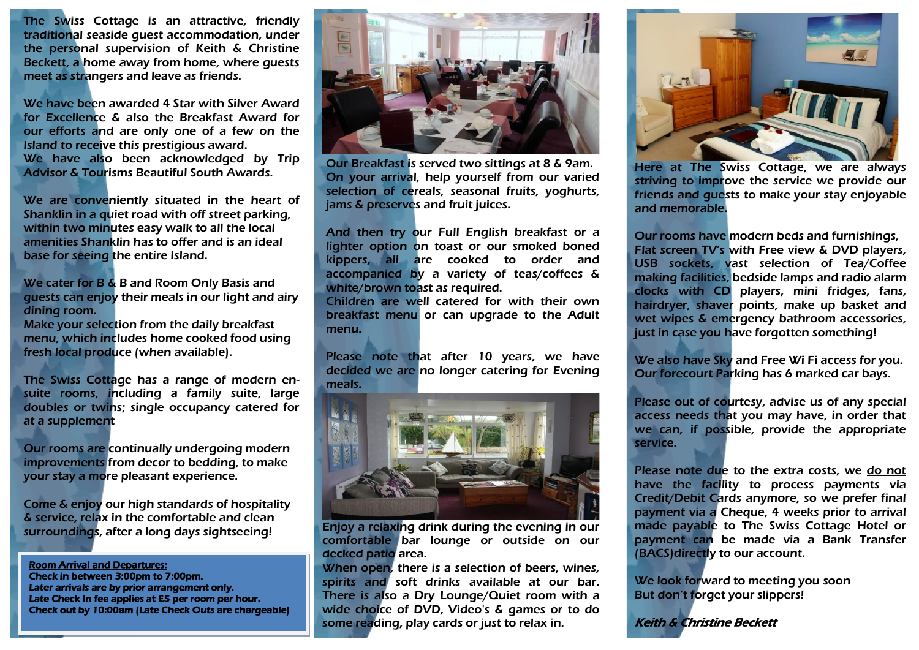The Swiss Cottage is an attractive, friendly traditional seaside guest accommodation, under the personal supervision of Keith & Christine Beckett, a home away from home, where guests meet as strangers and leave as friends.

We have been awarded 4 Star with Silver Award for Excellence & also the Breakfast Award for our efforts and are only one of a few on the Island to receive this prestigious award.
We have also been acknowledged by Trip Advisor & Tourisms Beautiful South Awards.

We are conveniently situated in the heart of Shanklin in a quiet road with off street parking, within two minutes easy walk to all the local amenities Shanklin has to offer and is an ideal base for seeing the entire Island.

We cater for B & B and Room Only Basis and guests can enjoy their meals in our light and airy dining room.
Make your selection from the daily breakfast menu, which includes home cooked food using fresh local produce (when available).

The Swiss Cottage has a range of modern en-suite rooms, including a family suite, large doubles or twins; single occupancy catered for at a supplement

Our rooms are continually undergoing modern improvements from decor to bedding, to make your stay a more pleasant experience.

Come & enjoy our high standards of hospitality & service, relax in the comfortable and clean surroundings, after a long days sightseeing!

**Room Arrival and Departures:**
**Check In between 3:00pm to 7:00pm.**
**Later arrivals are by prior arrangement only.**
**Late Check In fee applies at £5 per room per hour.**
**Check out by 10:00am (Late Check Outs are chargeable)**

Our Breakfast is served two sittings at 8 & 9am.
On your arrival, help yourself from our varied selection of cereals, seasonal fruits, yoghurts, jams & preserves and fruit juices.

And then try our Full English breakfast or a lighter option on toast or our smoked boned kippers, all are cooked to order and accompanied by a variety of teas/coffees & white/brown toast as required.
Children are well catered for with their own breakfast menu or can upgrade to the Adult menu.

Please note that after 10 years, we have decided we are no longer catering for Evening meals.

Enjoy a relaxing drink during the evening in our comfortable bar lounge or outside on our decked patio area.
When open, there is a selection of beers, wines, spirits and soft drinks available at our bar.
There is also a Dry Lounge/Quiet room with a wide choice of DVD, Video's & games or to do some reading, play cards or just to relax in.

Here at The Swiss Cottage, we are always striving to improve the service we provide our friends and guests to make your stay enjoyable and memorable.

Our rooms have modern beds and furnishings, Flat screen TV's with Free view & DVD players, USB sockets, vast selection of Tea/Coffee making facilities, bedside lamps and radio alarm clocks with CD players, mini fridges, fans, hairdryer, shaver points, make up basket and wet wipes & emergency bathroom accessories, just in case you have forgotten something!

We also have Sky and Free Wi Fi access for you.
Our forecourt Parking has 6 marked car bays.

Please out of courtesy, advise us of any special access needs that you may have, in order that we can, if possible, provide the appropriate service.

Please note due to the extra costs, we do not have the facility to process payments via Credit/Debit Cards anymore, so we prefer final payment via a Cheque, 4 weeks prior to arrival made payable to The Swiss Cottage Hotel or payment can be made via a Bank Transfer (BACS)directly to our account.

We look forward to meeting you soon
But don't forget your slippers!

***Keith & Christine Beckett***